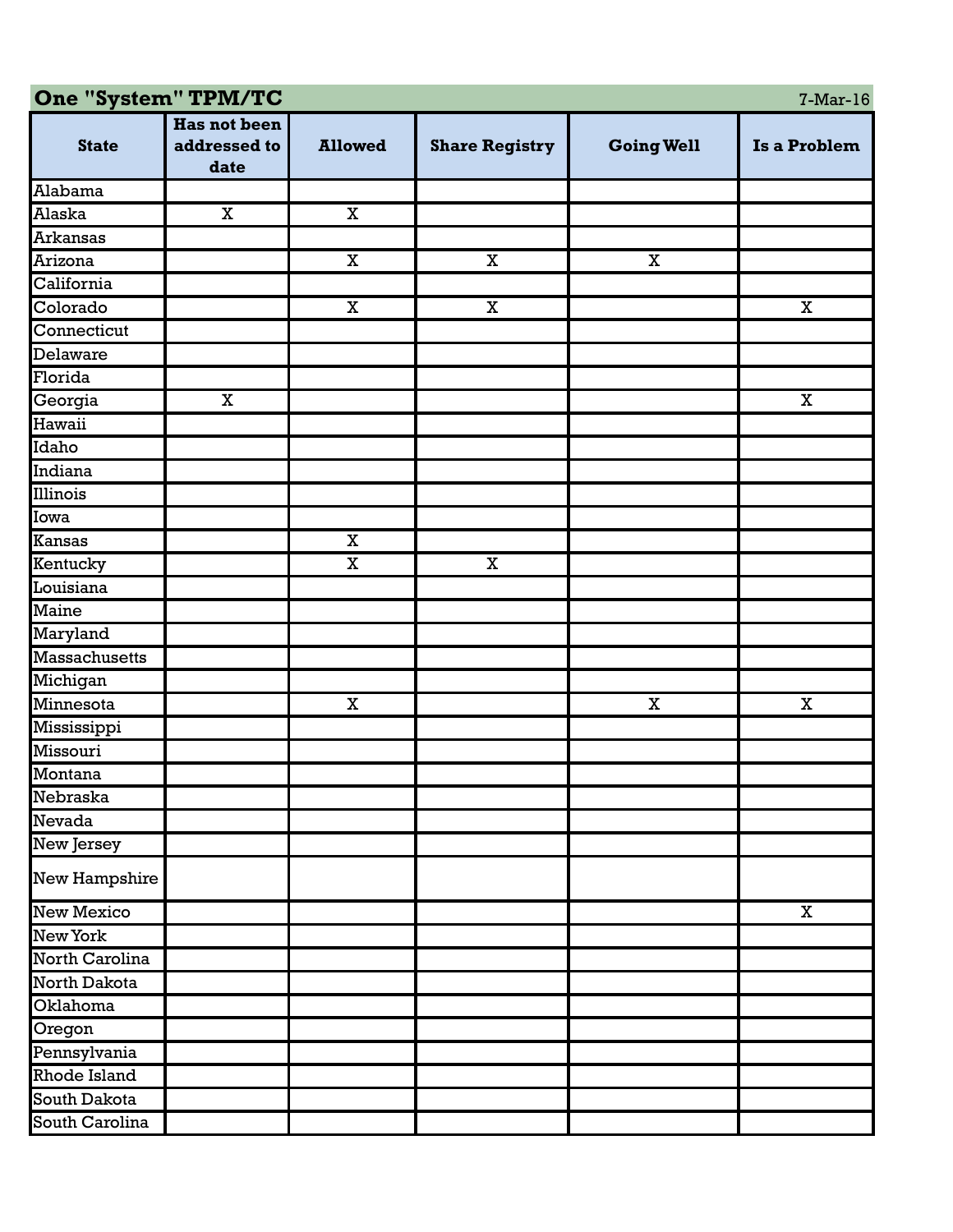## One "System" TPM/TC

7-Mar-16

| State | Has not been addressed to date | Allowed | Share Registry | Going Well | Is a Problem |
|---|---|---|---|---|---|
| Alabama | | | | | |
| Alaska | X | X | | | |
| Arkansas | | | | | |
| Arizona | | X | X | X | |
| California | | | | | |
| Colorado | | X | X | | X |
| Connecticut | | | | | |
| Delaware | | | | | |
| Florida | | | | | |
| Georgia | X | | | | X |
| Hawaii | | | | | |
| Idaho | | | | | |
| Indiana | | | | | |
| Illinois | | | | | |
| Iowa | | | | | |
| Kansas | | X | | | |
| Kentucky | | X | X | | |
| Louisiana | | | | | |
| Maine | | | | | |
| Maryland | | | | | |
| Massachusetts | | | | | |
| Michigan | | | | | |
| Minnesota | | X | | X | X |
| Mississippi | | | | | |
| Missouri | | | | | |
| Montana | | | | | |
| Nebraska | | | | | |
| Nevada | | | | | |
| New Jersey | | | | | |
| New Hampshire | | | | | |
| New Mexico | | | | | X |
| New York | | | | | |
| North Carolina | | | | | |
| North Dakota | | | | | |
| Oklahoma | | | | | |
| Oregon | | | | | |
| Pennsylvania | | | | | |
| Rhode Island | | | | | |
| South Dakota | | | | | |
| South Carolina | | | | | |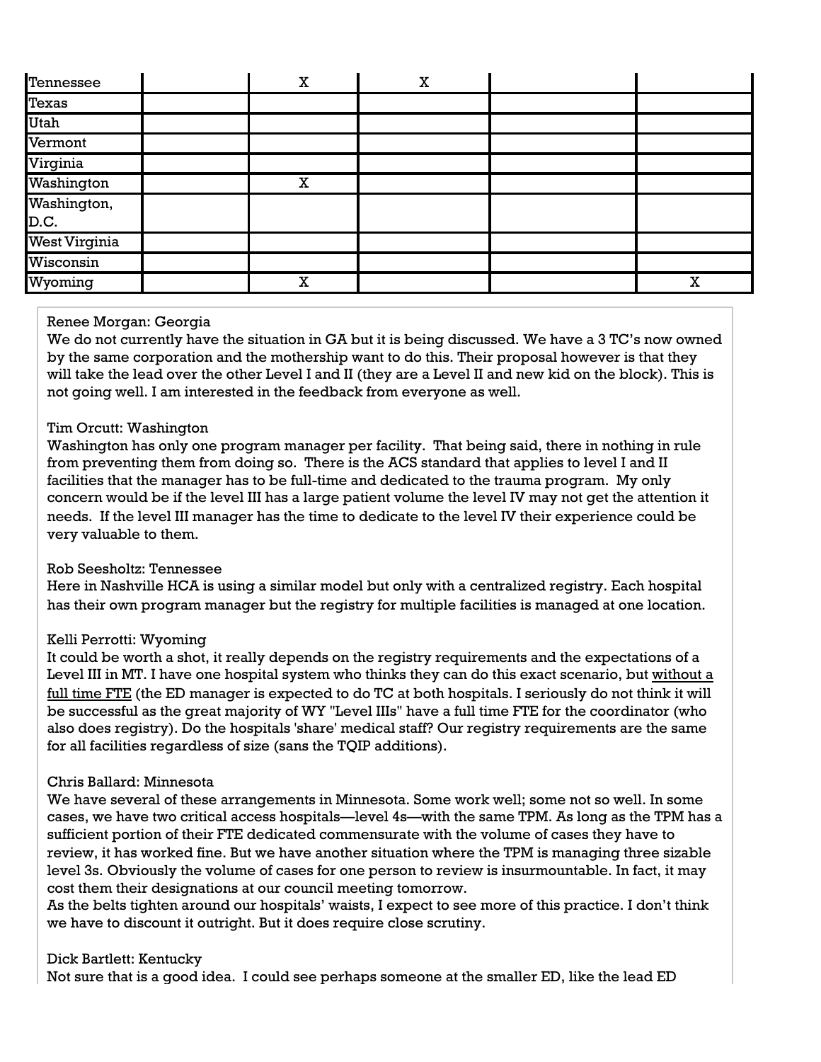| | | | | | |
|---|---|---|---|---|---|
| Tennessee | | X | X | | |
| Texas | | | | | |
| Utah | | | | | |
| Vermont | | | | | |
| Virginia | | | | | |
| Washington | | X | | | |
| Washington, D.C. | | | | | |
| West Virginia | | | | | |
| Wisconsin | | | | | |
| Wyoming | | X | | | X |

Renee Morgan: Georgia
We do not currently have the situation in GA but it is being discussed. We have a 3 TC's now owned by the same corporation and the mothership want to do this. Their proposal however is that they will take the lead over the other Level I and II (they are a Level II and new kid on the block). This is not going well. I am interested in the feedback from everyone as well.

Tim Orcutt: Washington
Washington has only one program manager per facility. That being said, there in nothing in rule from preventing them from doing so. There is the ACS standard that applies to level I and II facilities that the manager has to be full-time and dedicated to the trauma program. My only concern would be if the level III has a large patient volume the level IV may not get the attention it needs. If the level III manager has the time to dedicate to the level IV their experience could be very valuable to them.

Rob Seesholtz: Tennessee
Here in Nashville HCA is using a similar model but only with a centralized registry. Each hospital has their own program manager but the registry for multiple facilities is managed at one location.

Kelli Perrotti: Wyoming
It could be worth a shot, it really depends on the registry requirements and the expectations of a Level III in MT. I have one hospital system who thinks they can do this exact scenario, but without a full time FTE (the ED manager is expected to do TC at both hospitals. I seriously do not think it will be successful as the great majority of WY "Level IIIs" have a full time FTE for the coordinator (who also does registry). Do the hospitals 'share' medical staff? Our registry requirements are the same for all facilities regardless of size (sans the TQIP additions).

Chris Ballard: Minnesota
We have several of these arrangements in Minnesota. Some work well; some not so well. In some cases, we have two critical access hospitals—level 4s—with the same TPM. As long as the TPM has a sufficient portion of their FTE dedicated commensurate with the volume of cases they have to review, it has worked fine. But we have another situation where the TPM is managing three sizable level 3s. Obviously the volume of cases for one person to review is insurmountable. In fact, it may cost them their designations at our council meeting tomorrow.
As the belts tighten around our hospitals' waists, I expect to see more of this practice. I don't think we have to discount it outright. But it does require close scrutiny.

Dick Bartlett: Kentucky
Not sure that is a good idea. I could see perhaps someone at the smaller ED, like the lead ED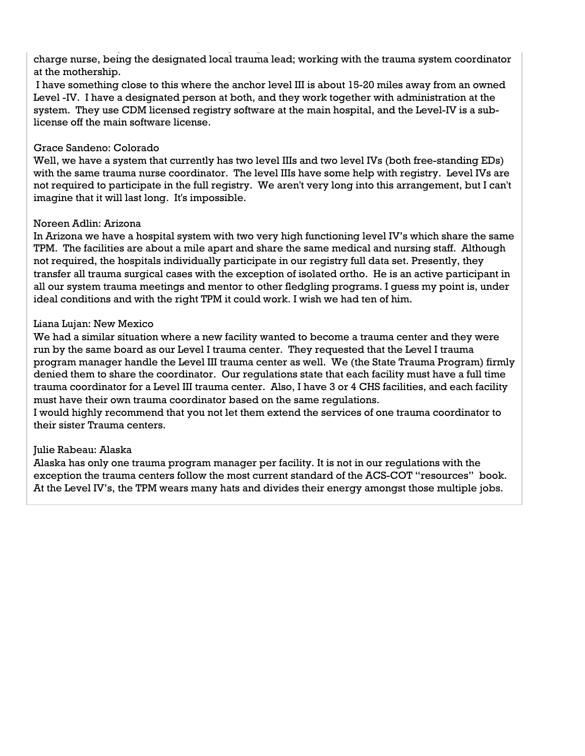charge nurse, being the designated local trauma lead; working with the trauma system coordinator at the mothership.

I have something close to this where the anchor level III is about 15-20 miles away from an owned Level -IV. I have a designated person at both, and they work together with administration at the system. They use CDM licensed registry software at the main hospital, and the Level-IV is a sub-license off the main software license.

Grace Sandeno: Colorado

Well, we have a system that currently has two level IIIs and two level IVs (both free-standing EDs) with the same trauma nurse coordinator. The level IIIs have some help with registry. Level IVs are not required to participate in the full registry. We aren't very long into this arrangement, but I can't imagine that it will last long. It's impossible.

Noreen Adlin: Arizona

In Arizona we have a hospital system with two very high functioning level IV's which share the same TPM. The facilities are about a mile apart and share the same medical and nursing staff. Although not required, the hospitals individually participate in our registry full data set. Presently, they transfer all trauma surgical cases with the exception of isolated ortho. He is an active participant in all our system trauma meetings and mentor to other fledgling programs. I guess my point is, under ideal conditions and with the right TPM it could work. I wish we had ten of him.

Liana Lujan: New Mexico

We had a similar situation where a new facility wanted to become a trauma center and they were run by the same board as our Level I trauma center. They requested that the Level I trauma program manager handle the Level III trauma center as well. We (the State Trauma Program) firmly denied them to share the coordinator. Our regulations state that each facility must have a full time trauma coordinator for a Level III trauma center. Also, I have 3 or 4 CHS facilities, and each facility must have their own trauma coordinator based on the same regulations.

I would highly recommend that you not let them extend the services of one trauma coordinator to their sister Trauma centers.

Julie Rabeau: Alaska

Alaska has only one trauma program manager per facility. It is not in our regulations with the exception the trauma centers follow the most current standard of the ACS-COT "resources" book. At the Level IV's, the TPM wears many hats and divides their energy amongst those multiple jobs.